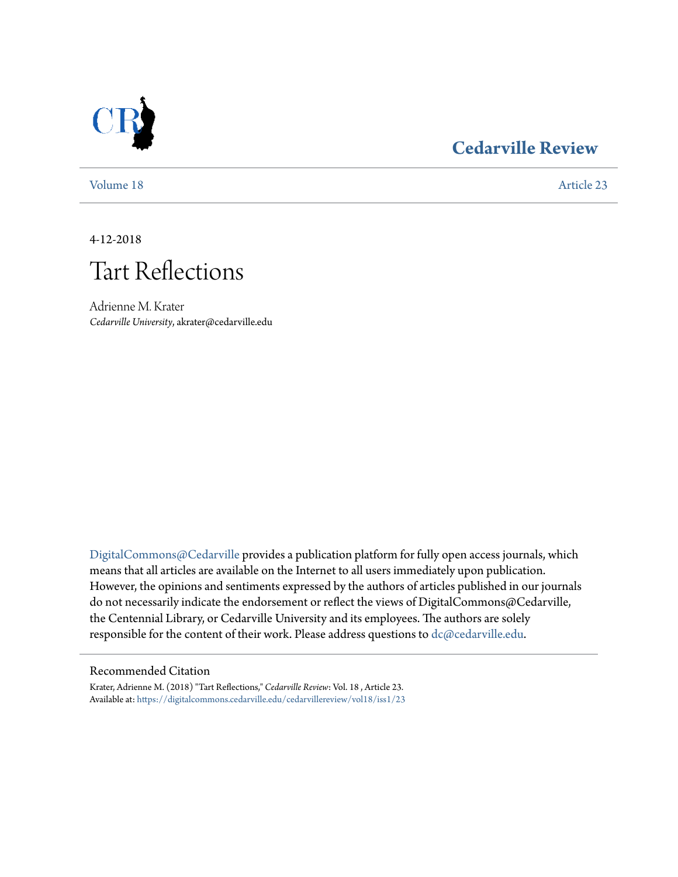# Cedarville Review

Volume 18 Article 23

4-12-2018

# Tart Reflections

Adrienne M. Krater
*Cedarville University*, akrater@cedarville.edu

DigitalCommons@Cedarville provides a publication platform for fully open access journals, which means that all articles are available on the Internet to all users immediately upon publication. However, the opinions and sentiments expressed by the authors of articles published in our journals do not necessarily indicate the endorsement or reflect the views of DigitalCommons@Cedarville, the Centennial Library, or Cedarville University and its employees. The authors are solely responsible for the content of their work. Please address questions to dc@cedarville.edu.

## Recommended Citation

Krater, Adrienne M. (2018) "Tart Reflections," *Cedarville Review*: Vol. 18 , Article 23.
Available at: https://digitalcommons.cedarville.edu/cedarvillereview/vol18/iss1/23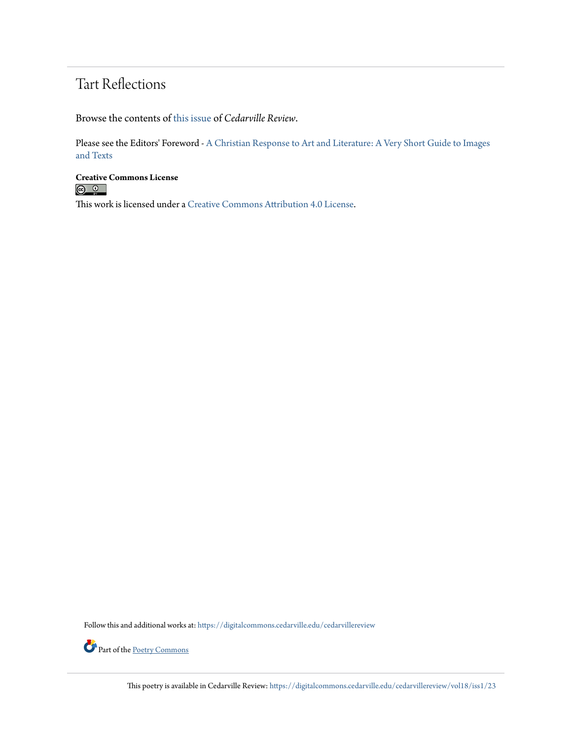# Tart Reflections

Browse the contents of this issue of *Cedarville Review*.

Please see the Editors' Foreword - A Christian Response to Art and Literature: A Very Short Guide to Images and Texts

**Creative Commons License**

This work is licensed under a Creative Commons Attribution 4.0 License.

Follow this and additional works at: https://digitalcommons.cedarville.edu/cedarvillereview

Part of the Poetry Commons

This poetry is available in Cedarville Review: https://digitalcommons.cedarville.edu/cedarvillereview/vol18/iss1/23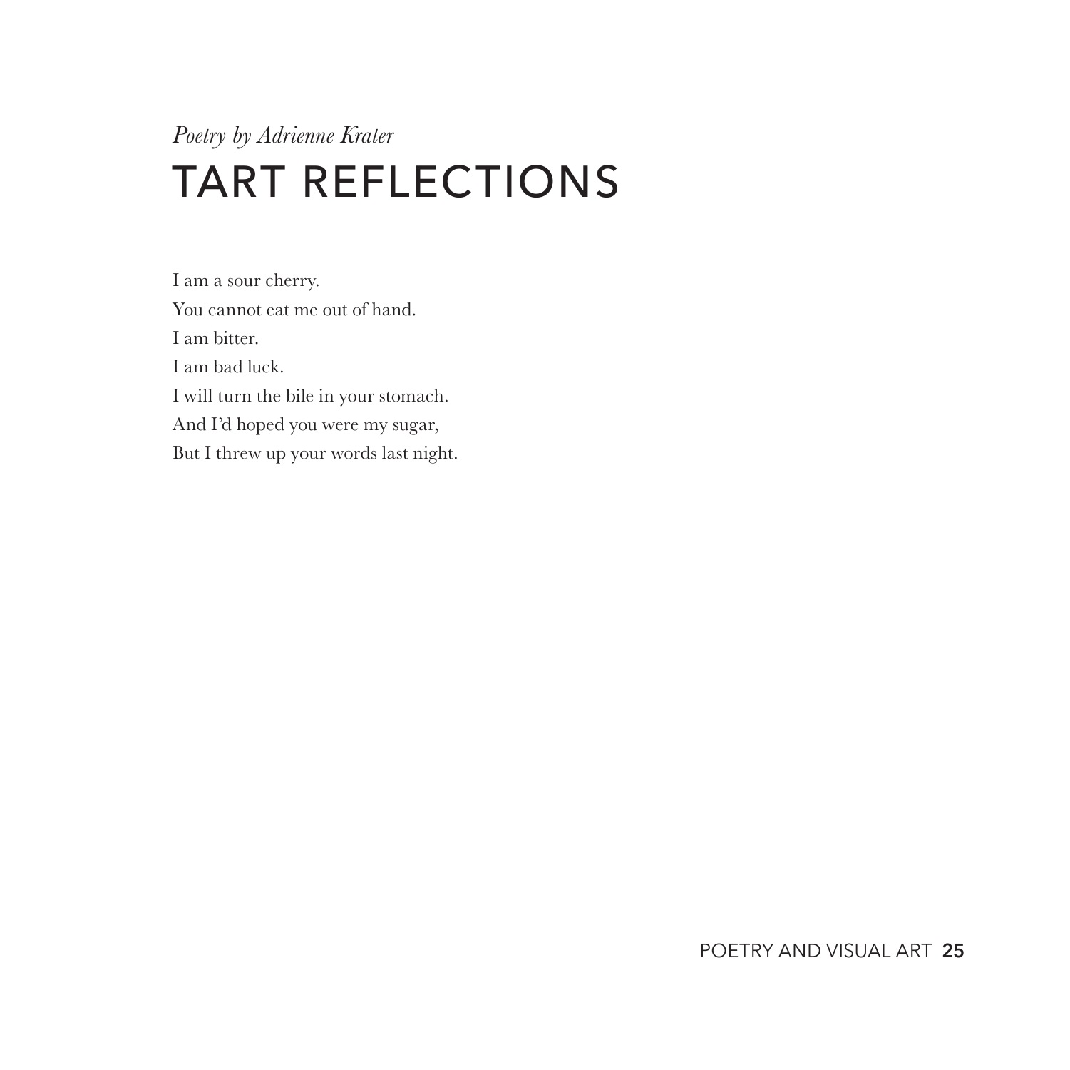*Poetry by Adrienne Krater*

# TART REFLECTIONS

I am a sour cherry.
You cannot eat me out of hand.
I am bitter.
I am bad luck.
I will turn the bile in your stomach.
And I'd hoped you were my sugar,
But I threw up your words last night.